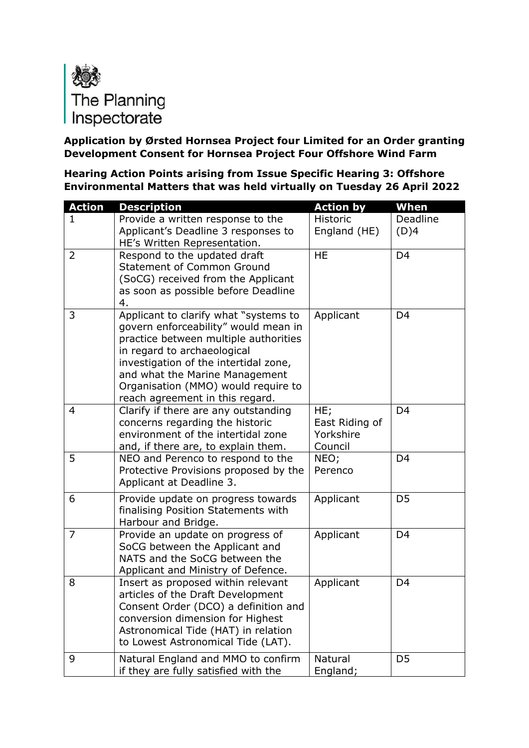The Planning Inspectorate

**Application by Ørsted Hornsea Project four Limited for an Order granting Development Consent for Hornsea Project Four Offshore Wind Farm**

**Hearing Action Points arising from Issue Specific Hearing 3: Offshore Environmental Matters that was held virtually on Tuesday 26 April 2022**

| Action | Description | Action by | When |
|---|---|---|---|
| 1 | Provide a written response to the Applicant's Deadline 3 responses to HE's Written Representation. | Historic England (HE) | Deadline (D)4 |
| 2 | Respond to the updated draft Statement of Common Ground (SoCG) received from the Applicant as soon as possible before Deadline 4. | HE | D4 |
| 3 | Applicant to clarify what "systems to govern enforceability" would mean in practice between multiple authorities in regard to archaeological investigation of the intertidal zone, and what the Marine Management Organisation (MMO) would require to reach agreement in this regard. | Applicant | D4 |
| 4 | Clarify if there are any outstanding concerns regarding the historic environment of the intertidal zone and, if there are, to explain them. | HE; East Riding of Yorkshire Council | D4 |
| 5 | NEO and Perenco to respond to the Protective Provisions proposed by the Applicant at Deadline 3. | NEO; Perenco | D4 |
| 6 | Provide update on progress towards finalising Position Statements with Harbour and Bridge. | Applicant | D5 |
| 7 | Provide an update on progress of SoCG between the Applicant and NATS and the SoCG between the Applicant and Ministry of Defence. | Applicant | D4 |
| 8 | Insert as proposed within relevant articles of the Draft Development Consent Order (DCO) a definition and conversion dimension for Highest Astronomical Tide (HAT) in relation to Lowest Astronomical Tide (LAT). | Applicant | D4 |
| 9 | Natural England and MMO to confirm if they are fully satisfied with the | Natural England; | D5 |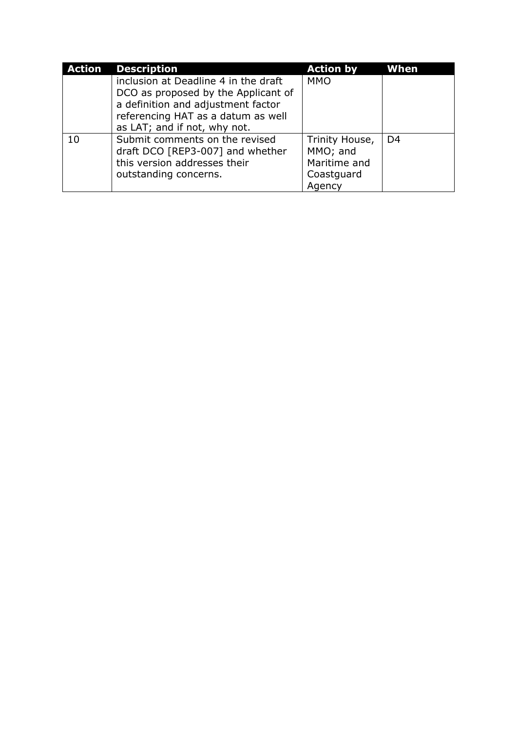| Action | Description | Action by | When |
|---|---|---|---|
| | inclusion at Deadline 4 in the draft DCO as proposed by the Applicant of a definition and adjustment factor referencing HAT as a datum as well as LAT; and if not, why not. | MMO | |
| 10 | Submit comments on the revised draft DCO [REP3-007] and whether this version addresses their outstanding concerns. | Trinity House, MMO; and Maritime and Coastguard Agency | D4 |